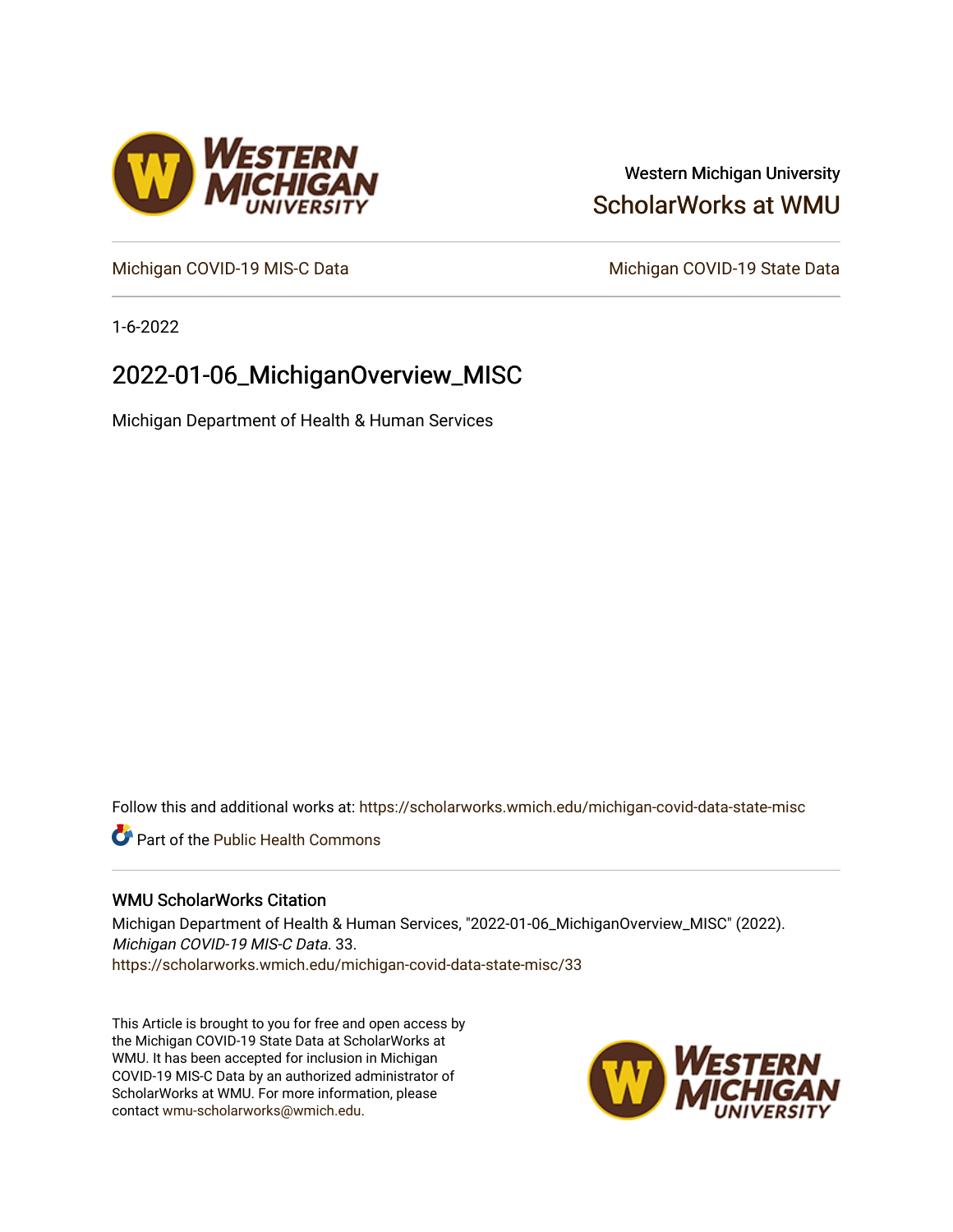Western Michigan University

ScholarWorks at WMU

Michigan COVID-19 MIS-C Data

Michigan COVID-19 State Data

1-6-2022

# 2022-01-06_MichiganOverview_MISC

Michigan Department of Health & Human Services

Follow this and additional works at: https://scholarworks.wmich.edu/michigan-covid-data-state-misc

Part of the Public Health Commons

## WMU ScholarWorks Citation

Michigan Department of Health & Human Services, "2022-01-06_MichiganOverview_MISC" (2022). *Michigan COVID-19 MIS-C Data*. 33.
https://scholarworks.wmich.edu/michigan-covid-data-state-misc/33

This Article is brought to you for free and open access by the Michigan COVID-19 State Data at ScholarWorks at WMU. It has been accepted for inclusion in Michigan COVID-19 MIS-C Data by an authorized administrator of ScholarWorks at WMU. For more information, please contact wmu-scholarworks@wmich.edu.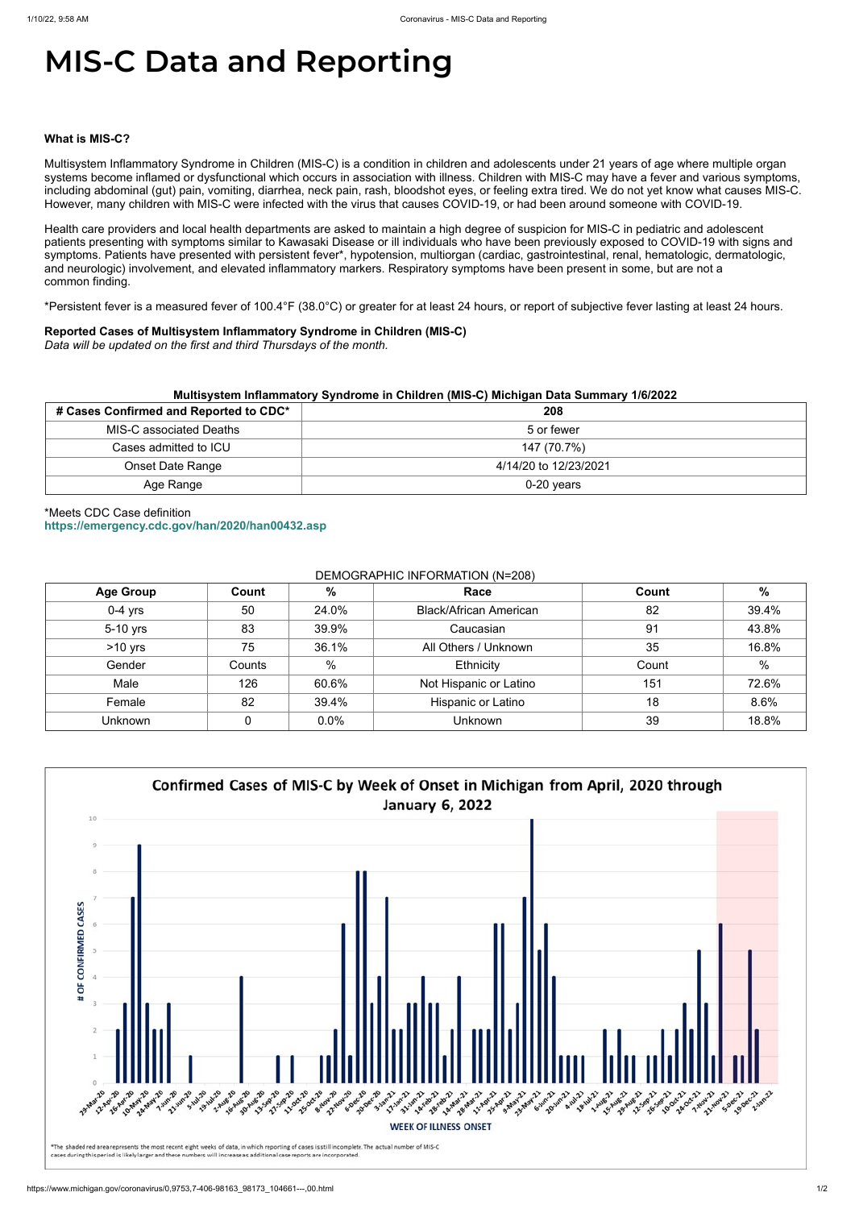# MIS-C Data and Reporting

**What is MIS-C?**

Multisystem Inflammatory Syndrome in Children (MIS-C) is a condition in children and adolescents under 21 years of age where multiple organ systems become inflamed or dysfunctional which occurs in association with illness. Children with MIS-C may have a fever and various symptoms, including abdominal (gut) pain, vomiting, diarrhea, neck pain, rash, bloodshot eyes, or feeling extra tired. We do not yet know what causes MIS-C. However, many children with MIS-C were infected with the virus that causes COVID-19, or had been around someone with COVID-19.

Health care providers and local health departments are asked to maintain a high degree of suspicion for MIS-C in pediatric and adolescent patients presenting with symptoms similar to Kawasaki Disease or ill individuals who have been previously exposed to COVID-19 with signs and symptoms. Patients have presented with persistent fever*, hypotension, multiorgan (cardiac, gastrointestinal, renal, hematologic, dermatologic, and neurologic) involvement, and elevated inflammatory markers. Respiratory symptoms have been present in some, but are not a common finding.

*Persistent fever is a measured fever of 100.4°F (38.0°C) or greater for at least 24 hours, or report of subjective fever lasting at least 24 hours.

**Reported Cases of Multisystem Inflammatory Syndrome in Children (MIS-C)**
*Data will be updated on the first and third Thursdays of the month.*

**Multisystem Inflammatory Syndrome in Children (MIS-C) Michigan Data Summary 1/6/2022**

| # Cases Confirmed and Reported to CDC* | 208 |
|---|---|
| MIS-C associated Deaths | 5 or fewer |
| Cases admitted to ICU | 147 (70.7%) |
| Onset Date Range | 4/14/20 to 12/23/2021 |
| Age Range | 0-20 years |

*Meets CDC Case definition
https://emergency.cdc.gov/han/2020/han00432.asp

DEMOGRAPHIC INFORMATION (N=208)

| Age Group | Count | % | Race | Count | % |
|---|---|---|---|---|---|
| 0-4 yrs | 50 | 24.0% | Black/African American | 82 | 39.4% |
| 5-10 yrs | 83 | 39.9% | Caucasian | 91 | 43.8% |
| >10 yrs | 75 | 36.1% | All Others / Unknown | 35 | 16.8% |
| Gender | Counts | % | Ethnicity | Count | % |
| Male | 126 | 60.6% | Not Hispanic or Latino | 151 | 72.6% |
| Female | 82 | 39.4% | Hispanic or Latino | 18 | 8.6% |
| Unknown | 0 | 0.0% | Unknown | 39 | 18.8% |

**Confirmed Cases of MIS-C by Week of Onset in Michigan from April, 2020 through January 6, 2022**

*The shaded red area represents the most recent eight weeks of data, in which reporting of cases is still incomplete. The actual number of MIS-C cases during this period is likely larger and these numbers will increase as additional case reports are incorporated.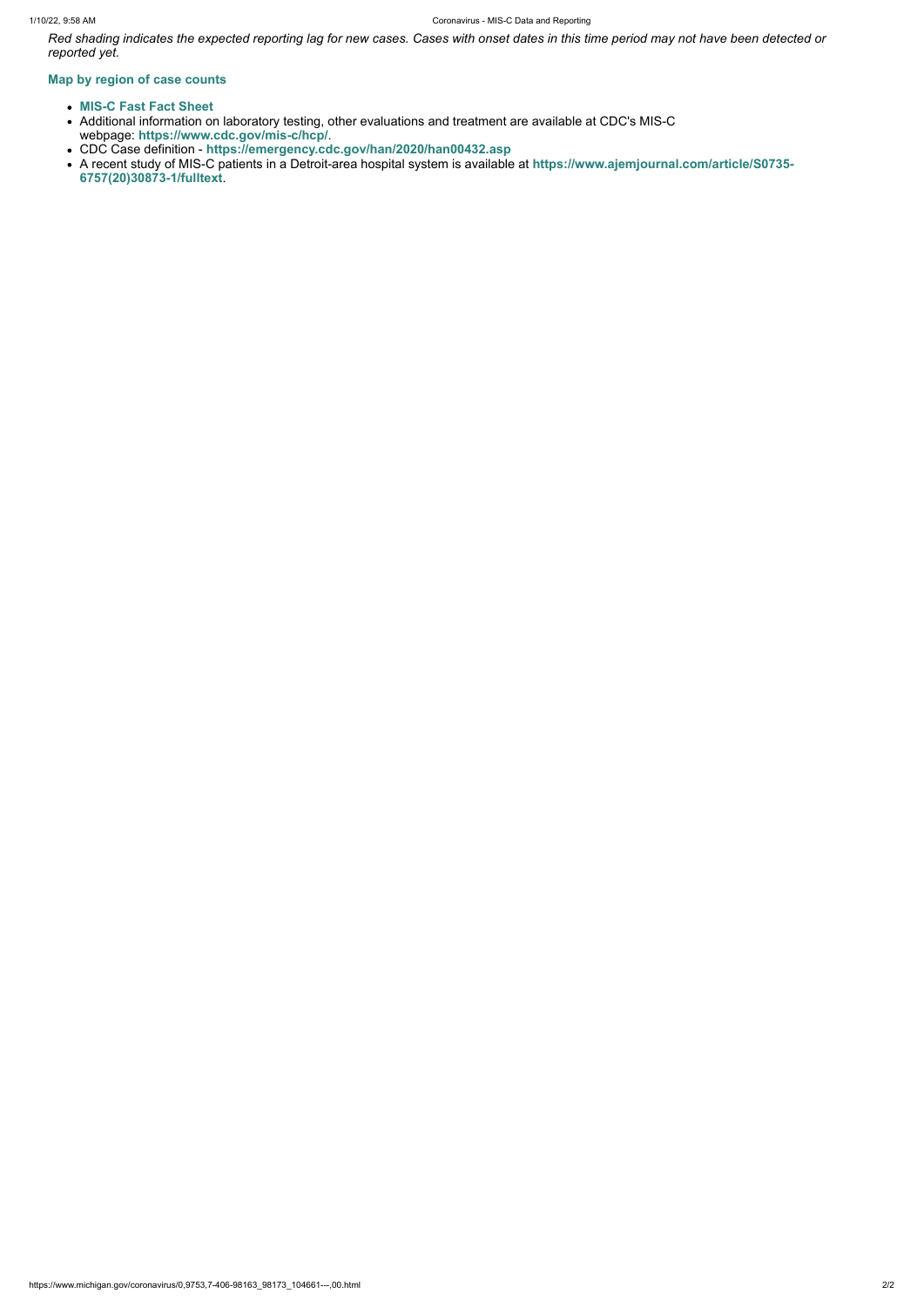*Red shading indicates the expected reporting lag for new cases. Cases with onset dates in this time period may not have been detected or reported yet.*

**Map by region of case counts**

- **MIS-C Fast Fact Sheet**
- Additional information on laboratory testing, other evaluations and treatment are available at CDC's MIS-C webpage: **https://www.cdc.gov/mis-c/hcp/**.
- CDC Case definition - **https://emergency.cdc.gov/han/2020/han00432.asp**
- A recent study of MIS-C patients in a Detroit-area hospital system is available at **https://www.ajemjournal.com/article/S0735-6757(20)30873-1/fulltext**.